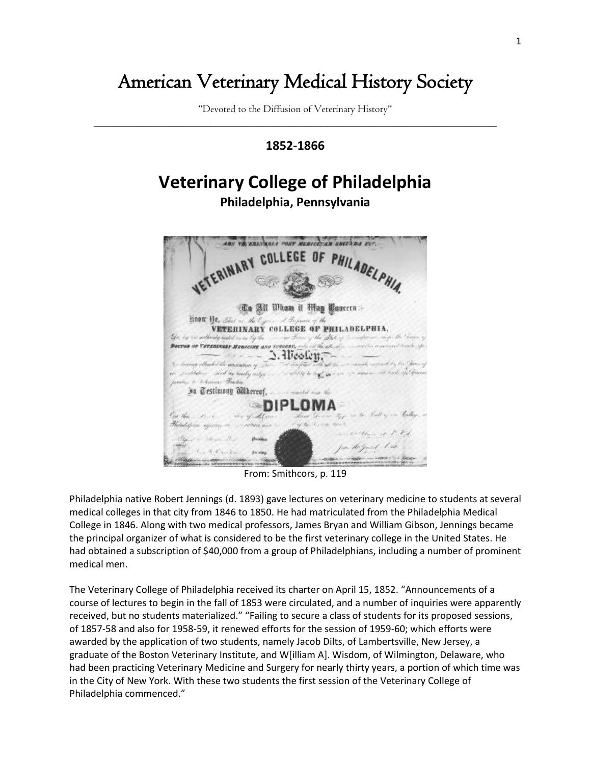# American Veterinary Medical History Society

"Devoted to the Diffusion of Veterinary History"

## 1852-1866

# Veterinary College of Philadelphia

### Philadelphia, Pennsylvania

From: Smithcors, p. 119

Philadelphia native Robert Jennings (d. 1893) gave lectures on veterinary medicine to students at several medical colleges in that city from 1846 to 1850. He had matriculated from the Philadelphia Medical College in 1846. Along with two medical professors, James Bryan and William Gibson, Jennings became the principal organizer of what is considered to be the first veterinary college in the United States. He had obtained a subscription of $40,000 from a group of Philadelphians, including a number of prominent medical men.

The Veterinary College of Philadelphia received its charter on April 15, 1852. "Announcements of a course of lectures to begin in the fall of 1853 were circulated, and a number of inquiries were apparently received, but no students materialized." "Failing to secure a class of students for its proposed sessions, of 1857-58 and also for 1958-59, it renewed efforts for the session of 1959-60; which efforts were awarded by the application of two students, namely Jacob Dilts, of Lambertsville, New Jersey, a graduate of the Boston Veterinary Institute, and W[illiam A]. Wisdom, of Wilmington, Delaware, who had been practicing Veterinary Medicine and Surgery for nearly thirty years, a portion of which time was in the City of New York. With these two students the first session of the Veterinary College of Philadelphia commenced."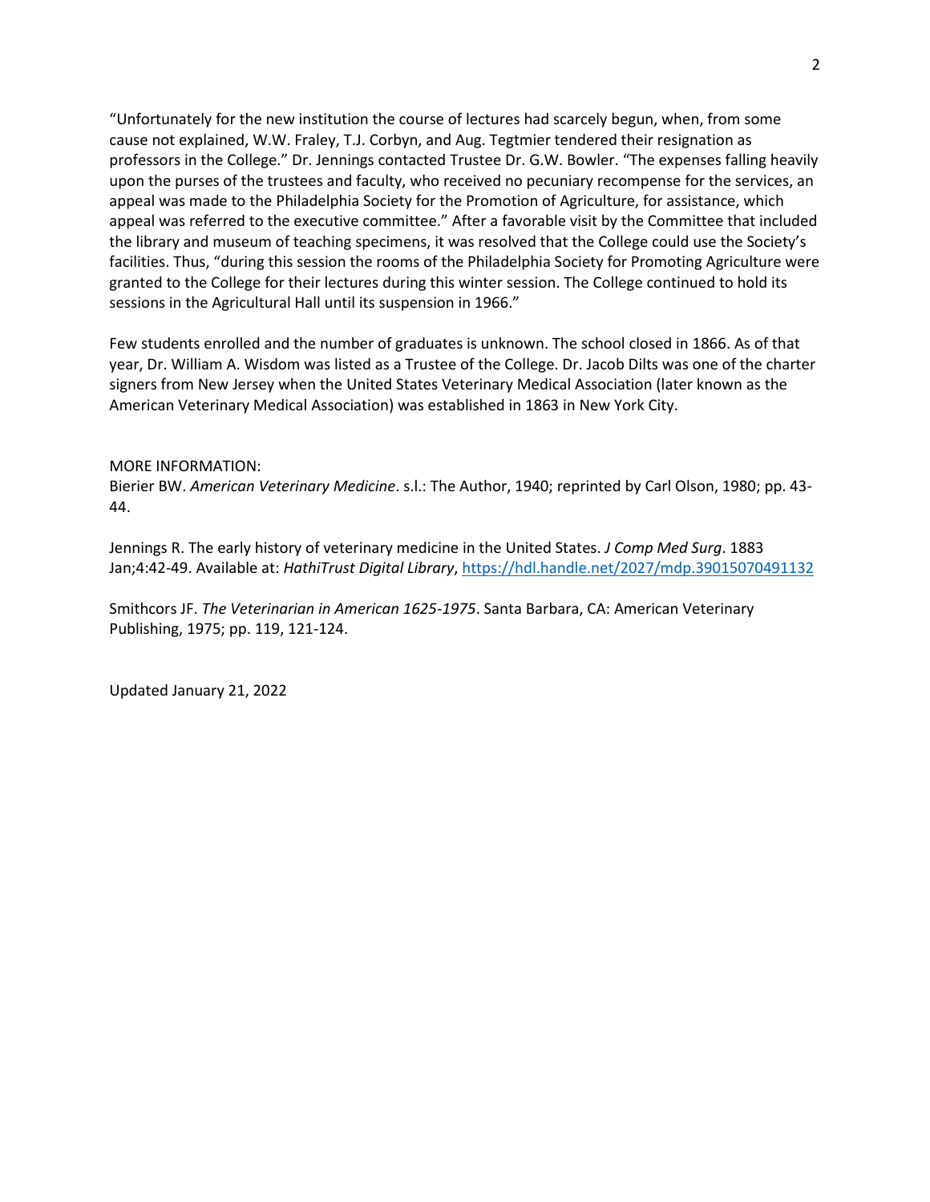"Unfortunately for the new institution the course of lectures had scarcely begun, when, from some cause not explained, W.W. Fraley, T.J. Corbyn, and Aug. Tegtmier tendered their resignation as professors in the College." Dr. Jennings contacted Trustee Dr. G.W. Bowler. "The expenses falling heavily upon the purses of the trustees and faculty, who received no pecuniary recompense for the services, an appeal was made to the Philadelphia Society for the Promotion of Agriculture, for assistance, which appeal was referred to the executive committee." After a favorable visit by the Committee that included the library and museum of teaching specimens, it was resolved that the College could use the Society's facilities. Thus, "during this session the rooms of the Philadelphia Society for Promoting Agriculture were granted to the College for their lectures during this winter session. The College continued to hold its sessions in the Agricultural Hall until its suspension in 1966."

Few students enrolled and the number of graduates is unknown. The school closed in 1866. As of that year, Dr. William A. Wisdom was listed as a Trustee of the College. Dr. Jacob Dilts was one of the charter signers from New Jersey when the United States Veterinary Medical Association (later known as the American Veterinary Medical Association) was established in 1863 in New York City.

MORE INFORMATION:

Bierier BW. *American Veterinary Medicine*. s.l.: The Author, 1940; reprinted by Carl Olson, 1980; pp. 43-44.

Jennings R. The early history of veterinary medicine in the United States. *J Comp Med Surg*. 1883 Jan;4:42-49. Available at: *HathiTrust Digital Library*, https://hdl.handle.net/2027/mdp.39015070491132

Smithcors JF. *The Veterinarian in American 1625-1975*. Santa Barbara, CA: American Veterinary Publishing, 1975; pp. 119, 121-124.

Updated January 21, 2022